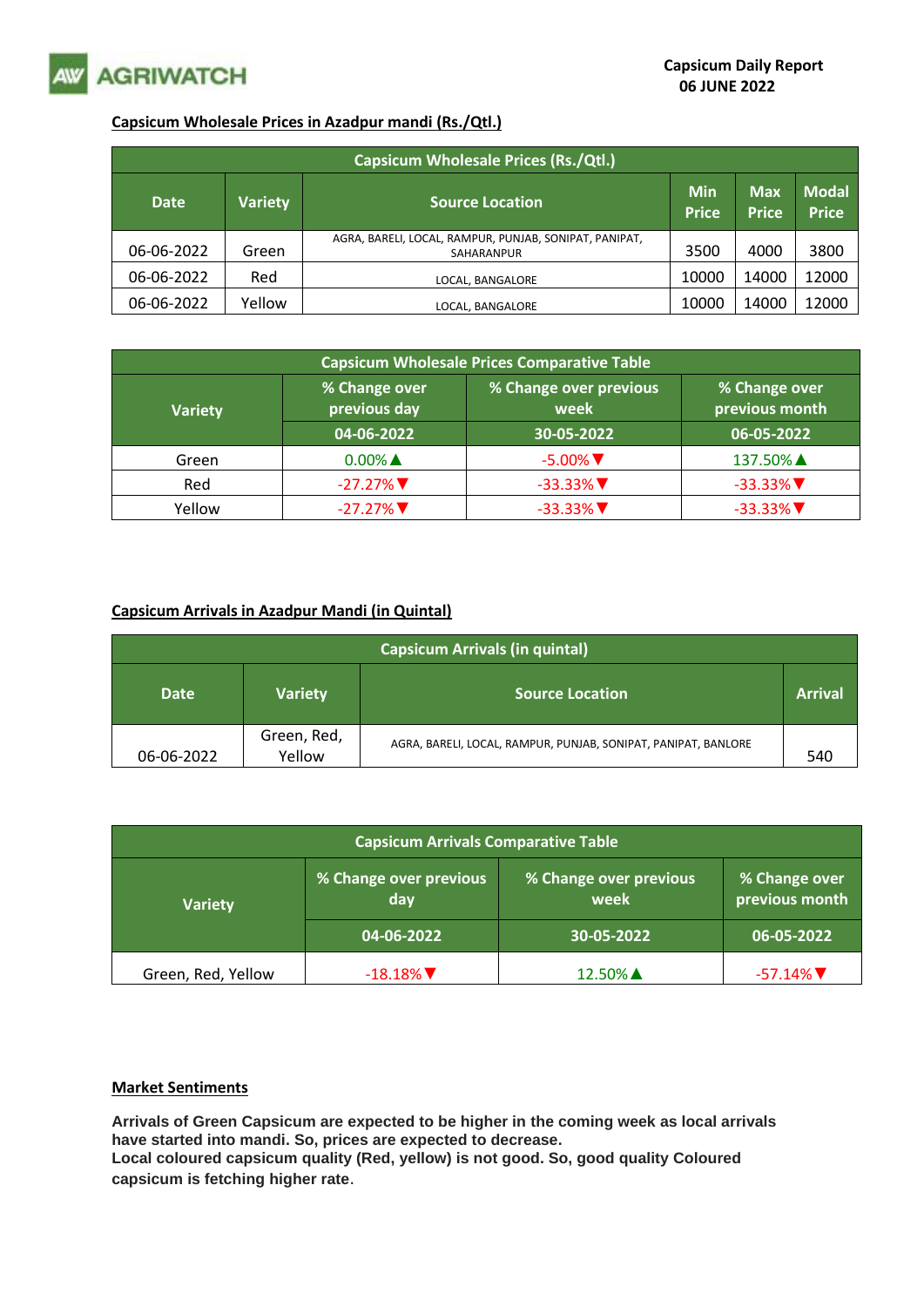AGRIWATCH

**Capsicum Daily Report**
**06 JUNE 2022**

## Capsicum Wholesale Prices in Azadpur mandi (Rs./Qtl.)

| Capsicum Wholesale Prices (Rs./Qtl.) | | | | | |
|---|---|---|---|---|---|
| Date | Variety | Source Location | Min Price | Max Price | Modal Price |
| 06-06-2022 | Green | AGRA, BARELI, LOCAL, RAMPUR, PUNJAB, SONIPAT, PANIPAT, SAHARANPUR | 3500 | 4000 | 3800 |
| 06-06-2022 | Red | LOCAL, BANGALORE | 10000 | 14000 | 12000 |
| 06-06-2022 | Yellow | LOCAL, BANGALORE | 10000 | 14000 | 12000 |

| Capsicum Wholesale Prices Comparative Table | | | |
|---|---|---|---|
| Variety | % Change over previous day | % Change over previous week | % Change over previous month |
| | 04-06-2022 | 30-05-2022 | 06-05-2022 |
| Green | 0.00%▲ | -5.00%▼ | 137.50%▲ |
| Red | -27.27%▼ | -33.33%▼ | -33.33%▼ |
| Yellow | -27.27%▼ | -33.33%▼ | -33.33%▼ |

## Capsicum Arrivals in Azadpur Mandi (in Quintal)

| Capsicum Arrivals (in quintal) | | | |
|---|---|---|---|
| Date | Variety | Source Location | Arrival |
| 06-06-2022 | Green, Red, Yellow | AGRA, BARELI, LOCAL, RAMPUR, PUNJAB, SONIPAT, PANIPAT, BANLORE | 540 |

| Capsicum Arrivals Comparative Table | | | |
|---|---|---|---|
| Variety | % Change over previous day | % Change over previous week | % Change over previous month |
| | 04-06-2022 | 30-05-2022 | 06-05-2022 |
| Green, Red, Yellow | -18.18%▼ | 12.50%▲ | -57.14%▼ |

## Market Sentiments

**Arrivals of Green Capsicum are expected to be higher in the coming week as local arrivals have started into mandi. So, prices are expected to decrease.**
**Local coloured capsicum quality (Red, yellow) is not good. So, good quality Coloured capsicum is fetching higher rate.**